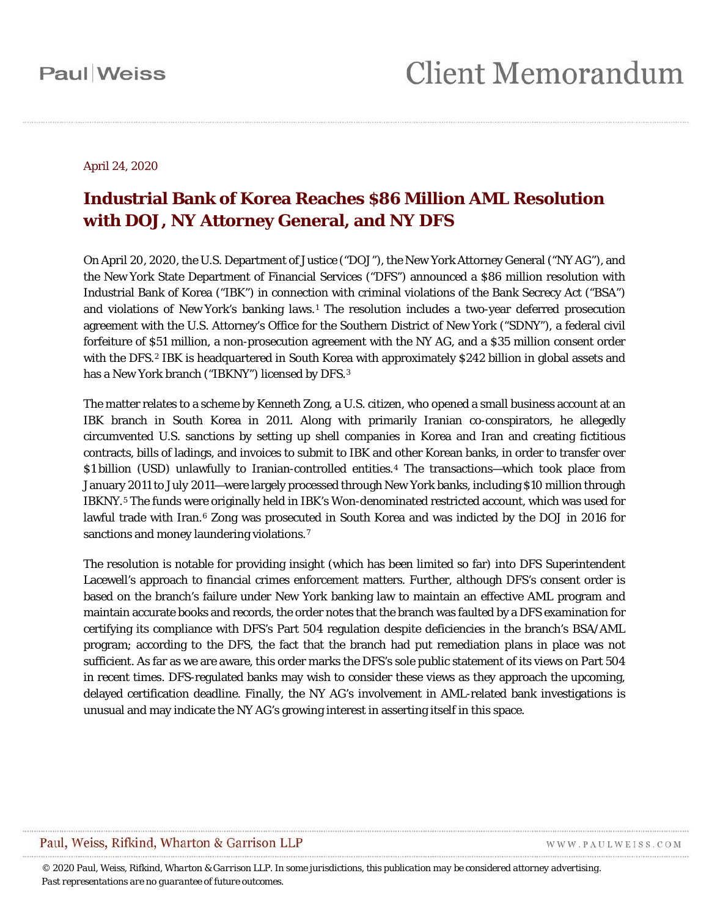Paul|Weiss

# Client Memorandum

April 24, 2020

## Industrial Bank of Korea Reaches $86 Million AML Resolution with DOJ, NY Attorney General, and NY DFS

On April 20, 2020, the U.S. Department of Justice ("DOJ"), the New York Attorney General ("NY AG"), and the New York State Department of Financial Services ("DFS") announced a $86 million resolution with Industrial Bank of Korea ("IBK") in connection with criminal violations of the Bank Secrecy Act ("BSA") and violations of New York's banking laws.[1] The resolution includes a two-year deferred prosecution agreement with the U.S. Attorney's Office for the Southern District of New York ("SDNY"), a federal civil forfeiture of $51 million, a non-prosecution agreement with the NY AG, and a $35 million consent order with the DFS.[2] IBK is headquartered in South Korea with approximately $242 billion in global assets and has a New York branch ("IBKNY") licensed by DFS.[3]

The matter relates to a scheme by Kenneth Zong, a U.S. citizen, who opened a small business account at an IBK branch in South Korea in 2011. Along with primarily Iranian co-conspirators, he allegedly circumvented U.S. sanctions by setting up shell companies in Korea and Iran and creating fictitious contracts, bills of ladings, and invoices to submit to IBK and other Korean banks, in order to transfer over $1 billion (USD) unlawfully to Iranian-controlled entities.[4] The transactions—which took place from January 2011 to July 2011—were largely processed through New York banks, including $10 million through IBKNY.[5] The funds were originally held in IBK's Won-denominated restricted account, which was used for lawful trade with Iran.[6] Zong was prosecuted in South Korea and was indicted by the DOJ in 2016 for sanctions and money laundering violations.[7]

The resolution is notable for providing insight (which has been limited so far) into DFS Superintendent Lacewell's approach to financial crimes enforcement matters. Further, although DFS's consent order is based on the branch's failure under New York banking law to maintain an effective AML program and maintain accurate books and records, the order notes that the branch was faulted by a DFS examination for certifying its compliance with DFS's Part 504 regulation despite deficiencies in the branch's BSA/AML program; according to the DFS, the fact that the branch had put remediation plans in place was not sufficient. As far as we are aware, this order marks the DFS's sole public statement of its views on Part 504 in recent times. DFS-regulated banks may wish to consider these views as they approach the upcoming, delayed certification deadline. Finally, the NY AG's involvement in AML-related bank investigations is unusual and may indicate the NY AG's growing interest in asserting itself in this space.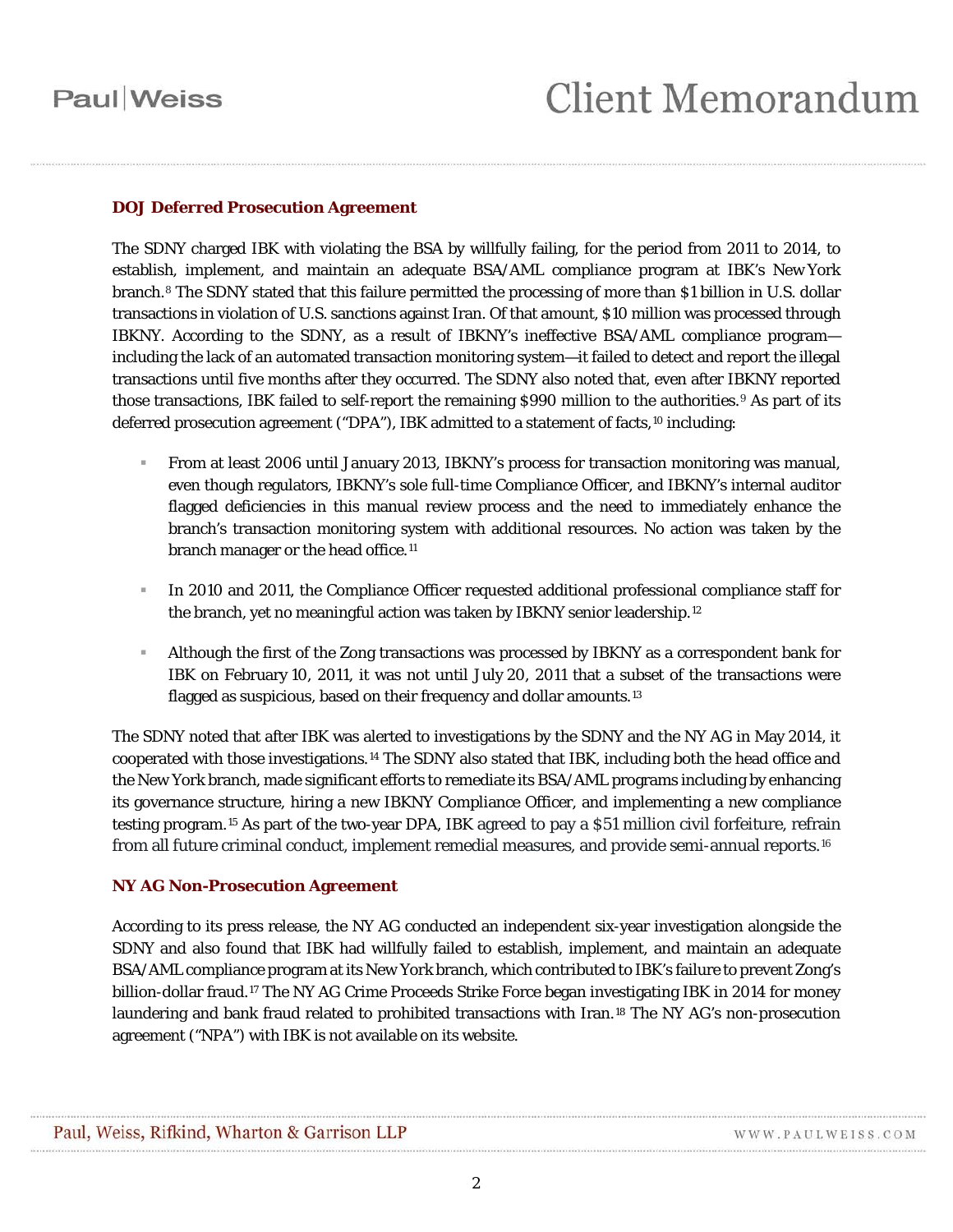### DOJ Deferred Prosecution Agreement

The SDNY charged IBK with violating the BSA by willfully failing, for the period from 2011 to 2014, to establish, implement, and maintain an adequate BSA/AML compliance program at IBK's New York branch.[8] The SDNY stated that this failure permitted the processing of more than $1 billion in U.S. dollar transactions in violation of U.S. sanctions against Iran. Of that amount, $10 million was processed through IBKNY. According to the SDNY, as a result of IBKNY's ineffective BSA/AML compliance program—including the lack of an automated transaction monitoring system—it failed to detect and report the illegal transactions until five months after they occurred. The SDNY also noted that, even after IBKNY reported those transactions, IBK failed to self-report the remaining $990 million to the authorities.[9] As part of its deferred prosecution agreement ("DPA"), IBK admitted to a statement of facts,[10] including:

- From at least 2006 until January 2013, IBKNY's process for transaction monitoring was manual, even though regulators, IBKNY's sole full-time Compliance Officer, and IBKNY's internal auditor flagged deficiencies in this manual review process and the need to immediately enhance the branch's transaction monitoring system with additional resources. No action was taken by the branch manager or the head office.[11]
- In 2010 and 2011, the Compliance Officer requested additional professional compliance staff for the branch, yet no meaningful action was taken by IBKNY senior leadership.[12]
- Although the first of the Zong transactions was processed by IBKNY as a correspondent bank for IBK on February 10, 2011, it was not until July 20, 2011 that a subset of the transactions were flagged as suspicious, based on their frequency and dollar amounts.[13]

The SDNY noted that after IBK was alerted to investigations by the SDNY and the NY AG in May 2014, it cooperated with those investigations.[14] The SDNY also stated that IBK, including both the head office and the New York branch, made significant efforts to remediate its BSA/AML programs including by enhancing its governance structure, hiring a new IBKNY Compliance Officer, and implementing a new compliance testing program.[15] As part of the two-year DPA, IBK agreed to pay a $51 million civil forfeiture, refrain from all future criminal conduct, implement remedial measures, and provide semi-annual reports.[16]

### NY AG Non-Prosecution Agreement

According to its press release, the NY AG conducted an independent six-year investigation alongside the SDNY and also found that IBK had willfully failed to establish, implement, and maintain an adequate BSA/AML compliance program at its New York branch, which contributed to IBK's failure to prevent Zong's billion-dollar fraud.[17] The NY AG Crime Proceeds Strike Force began investigating IBK in 2014 for money laundering and bank fraud related to prohibited transactions with Iran.[18] The NY AG's non-prosecution agreement ("NPA") with IBK is not available on its website.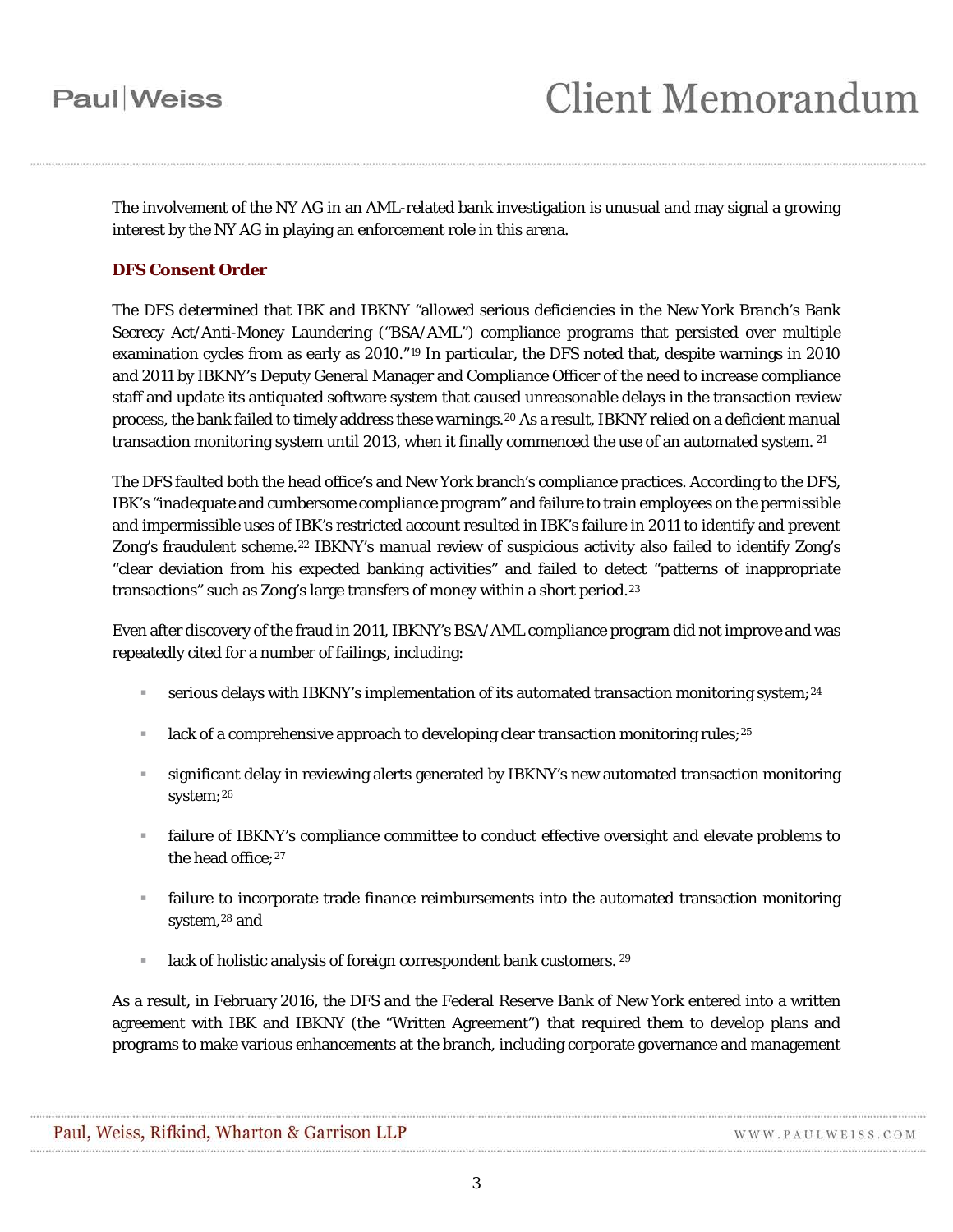The involvement of the NY AG in an AML-related bank investigation is unusual and may signal a growing interest by the NY AG in playing an enforcement role in this arena.

### DFS Consent Order

The DFS determined that IBK and IBKNY "allowed serious deficiencies in the New York Branch's Bank Secrecy Act/Anti-Money Laundering ("BSA/AML") compliance programs that persisted over multiple examination cycles from as early as 2010."[19] In particular, the DFS noted that, despite warnings in 2010 and 2011 by IBKNY's Deputy General Manager and Compliance Officer of the need to increase compliance staff and update its antiquated software system that caused unreasonable delays in the transaction review process, the bank failed to timely address these warnings.[20] As a result, IBKNY relied on a deficient manual transaction monitoring system until 2013, when it finally commenced the use of an automated system.[21]

The DFS faulted both the head office's and New York branch's compliance practices. According to the DFS, IBK's "inadequate and cumbersome compliance program" and failure to train employees on the permissible and impermissible uses of IBK's restricted account resulted in IBK's failure in 2011 to identify and prevent Zong's fraudulent scheme.[22] IBKNY's manual review of suspicious activity also failed to identify Zong's "clear deviation from his expected banking activities" and failed to detect "patterns of inappropriate transactions" such as Zong's large transfers of money within a short period.[23]

Even after discovery of the fraud in 2011, IBKNY's BSA/AML compliance program did not improve and was repeatedly cited for a number of failings, including:

- serious delays with IBKNY's implementation of its automated transaction monitoring system;[24]
- lack of a comprehensive approach to developing clear transaction monitoring rules;[25]
- significant delay in reviewing alerts generated by IBKNY's new automated transaction monitoring system;[26]
- failure of IBKNY's compliance committee to conduct effective oversight and elevate problems to the head office;[27]
- failure to incorporate trade finance reimbursements into the automated transaction monitoring system,[28] and
- lack of holistic analysis of foreign correspondent bank customers.[29]

As a result, in February 2016, the DFS and the Federal Reserve Bank of New York entered into a written agreement with IBK and IBKNY (the "Written Agreement") that required them to develop plans and programs to make various enhancements at the branch, including corporate governance and management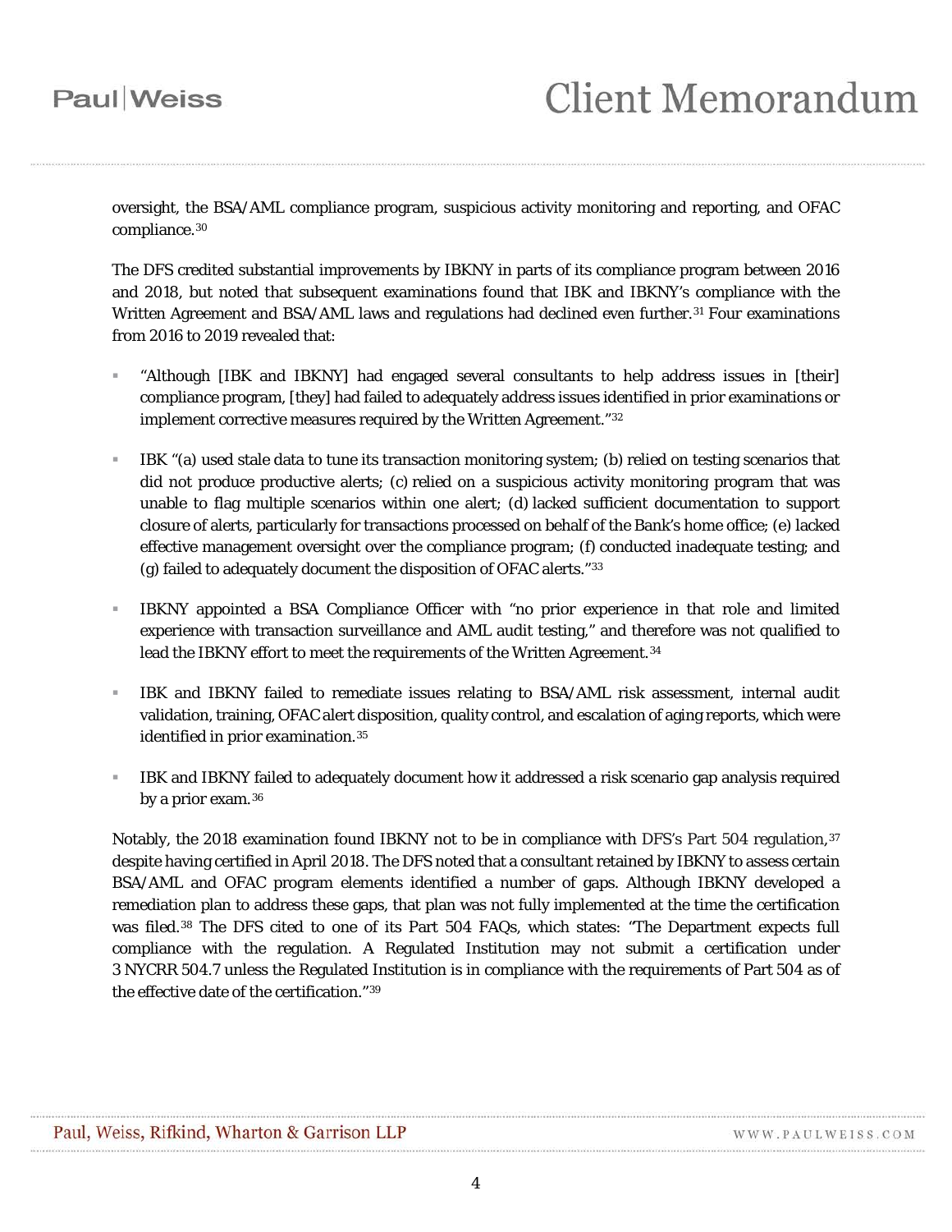oversight, the BSA/AML compliance program, suspicious activity monitoring and reporting, and OFAC compliance.[30]

The DFS credited substantial improvements by IBKNY in parts of its compliance program between 2016 and 2018, but noted that subsequent examinations found that IBK and IBKNY's compliance with the Written Agreement and BSA/AML laws and regulations had declined even further.[31] Four examinations from 2016 to 2019 revealed that:

- "Although [IBK and IBKNY] had engaged several consultants to help address issues in [their] compliance program, [they] had failed to adequately address issues identified in prior examinations or implement corrective measures required by the Written Agreement."[32]
- IBK "(a) used stale data to tune its transaction monitoring system; (b) relied on testing scenarios that did not produce productive alerts; (c) relied on a suspicious activity monitoring program that was unable to flag multiple scenarios within one alert; (d) lacked sufficient documentation to support closure of alerts, particularly for transactions processed on behalf of the Bank's home office; (e) lacked effective management oversight over the compliance program; (f) conducted inadequate testing; and (g) failed to adequately document the disposition of OFAC alerts."[33]
- IBKNY appointed a BSA Compliance Officer with "no prior experience in that role and limited experience with transaction surveillance and AML audit testing," and therefore was not qualified to lead the IBKNY effort to meet the requirements of the Written Agreement.[34]
- IBK and IBKNY failed to remediate issues relating to BSA/AML risk assessment, internal audit validation, training, OFAC alert disposition, quality control, and escalation of aging reports, which were identified in prior examination.[35]
- IBK and IBKNY failed to adequately document how it addressed a risk scenario gap analysis required by a prior exam.[36]

Notably, the 2018 examination found IBKNY not to be in compliance with DFS's Part 504 regulation,[37] despite having certified in April 2018. The DFS noted that a consultant retained by IBKNY to assess certain BSA/AML and OFAC program elements identified a number of gaps. Although IBKNY developed a remediation plan to address these gaps, that plan was not fully implemented at the time the certification was filed.[38] The DFS cited to one of its Part 504 FAQs, which states: "The Department expects full compliance with the regulation. A Regulated Institution may not submit a certification under 3 NYCRR 504.7 unless the Regulated Institution is in compliance with the requirements of Part 504 as of the effective date of the certification."[39]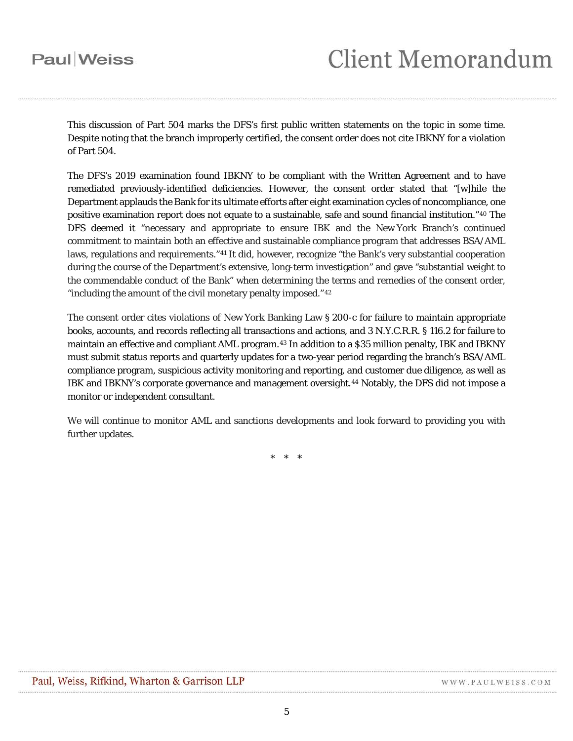This discussion of Part 504 marks the DFS's first public written statements on the topic in some time. Despite noting that the branch improperly certified, the consent order does not cite IBKNY for a violation of Part 504.

The DFS's 2019 examination found IBKNY to be compliant with the Written Agreement and to have remediated previously-identified deficiencies. However, the consent order stated that "[w]hile the Department applauds the Bank for its ultimate efforts after eight examination cycles of noncompliance, one positive examination report does not equate to a sustainable, safe and sound financial institution."[40] The DFS deemed it "necessary and appropriate to ensure IBK and the New York Branch's continued commitment to maintain both an effective and sustainable compliance program that addresses BSA/AML laws, regulations and requirements."[41] It did, however, recognize "the Bank's very substantial cooperation during the course of the Department's extensive, long-term investigation" and gave "substantial weight to the commendable conduct of the Bank" when determining the terms and remedies of the consent order, "including the amount of the civil monetary penalty imposed."[42]

The consent order cites violations of New York Banking Law § 200-c for failure to maintain appropriate books, accounts, and records reflecting all transactions and actions, and 3 N.Y.C.R.R. § 116.2 for failure to maintain an effective and compliant AML program.[43] In addition to a $35 million penalty, IBK and IBKNY must submit status reports and quarterly updates for a two-year period regarding the branch's BSA/AML compliance program, suspicious activity monitoring and reporting, and customer due diligence, as well as IBK and IBKNY's corporate governance and management oversight.[44] Notably, the DFS did not impose a monitor or independent consultant.

We will continue to monitor AML and sanctions developments and look forward to providing you with further updates.

\* \* \*

This discussion of Part 504 marks the DFS's first public written statements on the topic in some time. Despite noting that the branch improperly certified, the consent order does not cite IBKNY for a violation of Part 504.

The DFS's 2019 examination found IBKNY to be compliant with the Written Agreement and to have remediated previously-identified deficiencies. However, the consent order stated that "[w]hile the Department applauds the Bank for its ultimate efforts after eight examination cycles of noncompliance, one positive examination report does not equate to a sustainable, safe and sound financial institution."[40] The DFS deemed it "necessary and appropriate to ensure IBK and the New York Branch's continued commitment to maintain both an effective and sustainable compliance program that addresses BSA/AML laws, regulations and requirements."[41] It did, however, recognize "the Bank's very substantial cooperation during the course of the Department's extensive, long-term investigation" and gave "substantial weight to the commendable conduct of the Bank" when determining the terms and remedies of the consent order, "including the amount of the civil monetary penalty imposed."[42]

The consent order cites violations of New York Banking Law § 200-c for failure to maintain appropriate books, accounts, and records reflecting all transactions and actions, and 3 N.Y.C.R.R. § 116.2 for failure to maintain an effective and compliant AML program.[43] In addition to a $35 million penalty, IBK and IBKNY must submit status reports and quarterly updates for a two-year period regarding the branch's BSA/AML compliance program, suspicious activity monitoring and reporting, and customer due diligence, as well as IBK and IBKNY's corporate governance and management oversight.[44] Notably, the DFS did not impose a monitor or independent consultant.

We will continue to monitor AML and sanctions developments and look forward to providing you with further updates.

* * *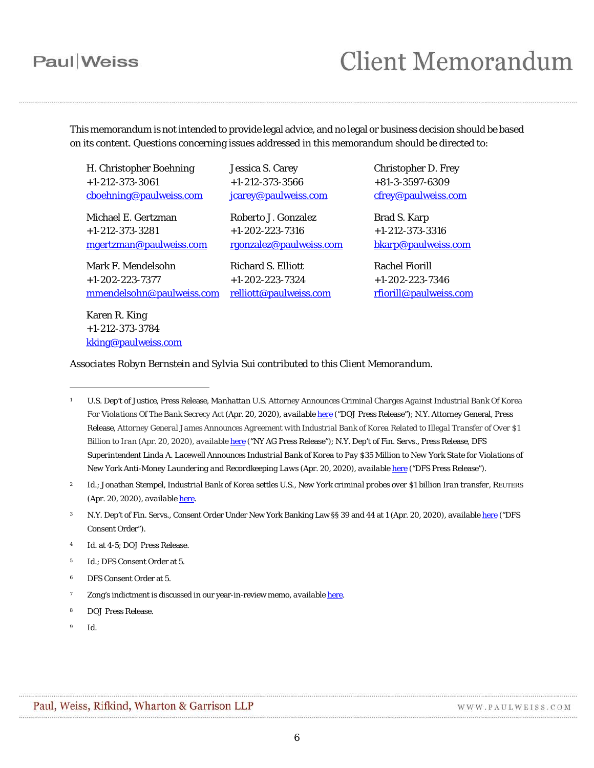This memorandum is not intended to provide legal advice, and no legal or business decision should be based on its content. Questions concerning issues addressed in this memorandum should be directed to:

H. Christopher Boehning
+1-212-373-3061
cboehning@paulweiss.com

Jessica S. Carey
+1-212-373-3566
jcarey@paulweiss.com

Christopher D. Frey
+81-3-3597-6309
cfrey@paulweiss.com

Michael E. Gertzman
+1-212-373-3281
mgertzman@paulweiss.com

Roberto J. Gonzalez
+1-202-223-7316
rgonzalez@paulweiss.com

Brad S. Karp
+1-212-373-3316
bkarp@paulweiss.com

Mark F. Mendelsohn
+1-202-223-7377
mmendelsohn@paulweiss.com

Richard S. Elliott
+1-202-223-7324
relliott@paulweiss.com

Rachel Fiorill
+1-202-223-7346
rfiorill@paulweiss.com

Karen R. King
+1-212-373-3784
kking@paulweiss.com

*Associates Robyn Bernstein and Sylvia Sui contributed to this Client Memorandum.*

---

1 U.S. Dep't of Justice, Press Release, *Manhattan U.S. Attorney Announces Criminal Charges Against Industrial Bank Of Korea For Violations Of The Bank Secrecy Act* (Apr. 20, 2020), available here ("DOJ Press Release"); N.Y. Attorney General, Press Release, *Attorney General James Announces Agreement with Industrial Bank of Korea Related to Illegal Transfer of Over $1 Billion to Iran* (Apr. 20, 2020), available here ("NY AG Press Release"); N.Y. Dep't of Fin. Servs., Press Release, *DFS Superintendent Linda A. Lacewell Announces Industrial Bank of Korea to Pay $35 Million to New York State for Violations of New York Anti-Money Laundering and Recordkeeping Laws* (Apr. 20, 2020), available here ("DFS Press Release").

2 *Id.*; Jonathan Stempel, *Industrial Bank of Korea settles U.S., New York criminal probes over $1 billion Iran transfer*, REUTERS (Apr. 20, 2020), available here.

3 N.Y. Dep't of Fin. Servs., Consent Order Under New York Banking Law §§ 39 and 44 at 1 (Apr. 20, 2020), available here ("DFS Consent Order").

4 *Id.* at 4-5; DOJ Press Release.

5 *Id.*; DFS Consent Order at 5.

6 DFS Consent Order at 5.

7 Zong's indictment is discussed in our year-in-review memo, available here.

8 DOJ Press Release.

9 *Id.*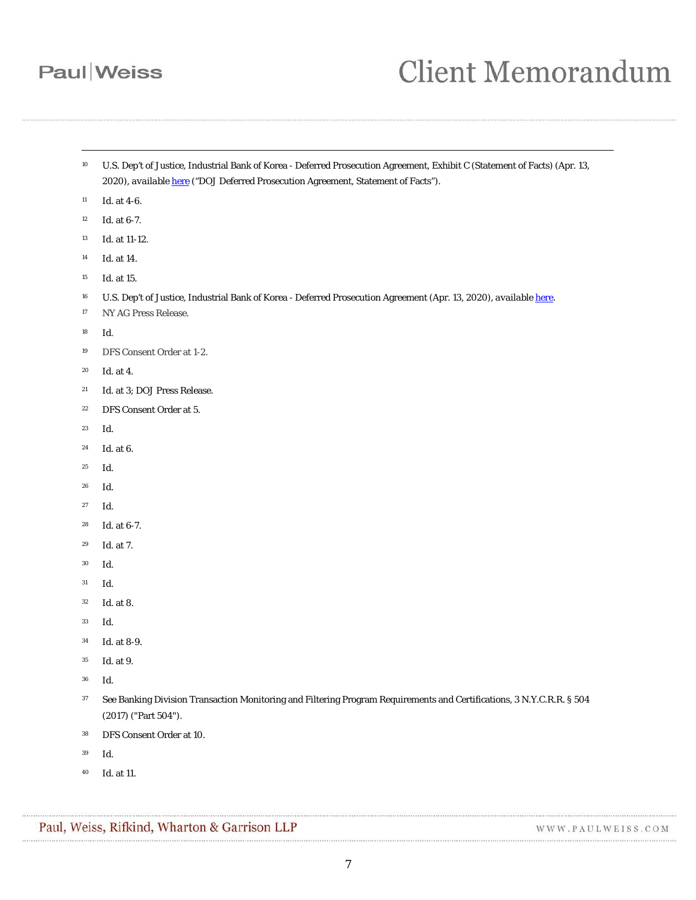[10] U.S. Dep't of Justice, Industrial Bank of Korea - Deferred Prosecution Agreement, Exhibit C (Statement of Facts) (Apr. 13, 2020), available here ("DOJ Deferred Prosecution Agreement, Statement of Facts").

[11] Id. at 4-6.

[12] Id. at 6-7.

[13] Id. at 11-12.

[14] Id. at 14.

[15] Id. at 15.

[16] U.S. Dep't of Justice, Industrial Bank of Korea - Deferred Prosecution Agreement (Apr. 13, 2020), available here.

[17] NY AG Press Release.

[18] Id.

[19] DFS Consent Order at 1-2.

[20] Id. at 4.

[21] Id. at 3; DOJ Press Release.

[22] DFS Consent Order at 5.

[23] Id.

[24] Id. at 6.

[25] Id.

[26] Id.

[27] Id.

[28] Id. at 6-7.

[29] Id. at 7.

[30] Id.

[31] Id.

[32] Id. at 8.

[33] Id.

[34] Id. at 8-9.

[35] Id. at 9.

[36] Id.

[37] See Banking Division Transaction Monitoring and Filtering Program Requirements and Certifications, 3 N.Y.C.R.R. § 504 (2017) ("Part 504").

[38] DFS Consent Order at 10.

[39] Id.

[40] Id. at 11.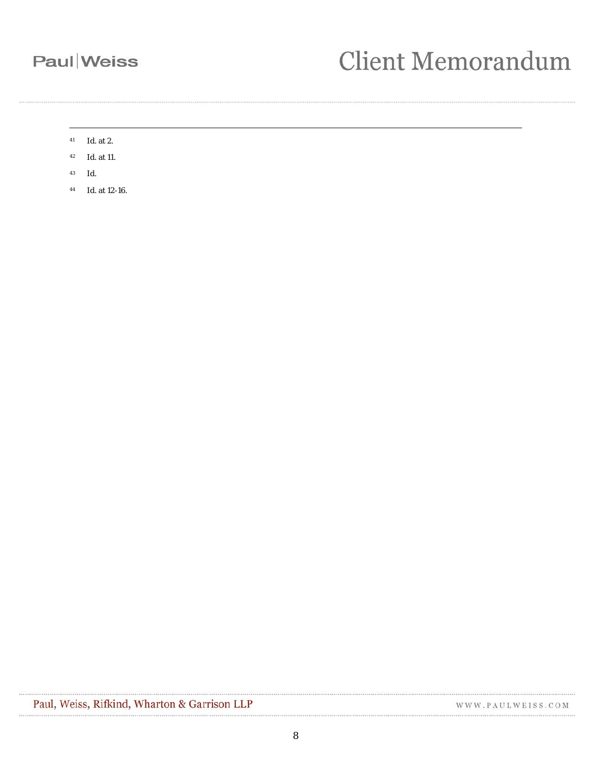[41] Id. at 2.

[42] Id. at 11.

[43] Id.

[44] Id. at 12-16.